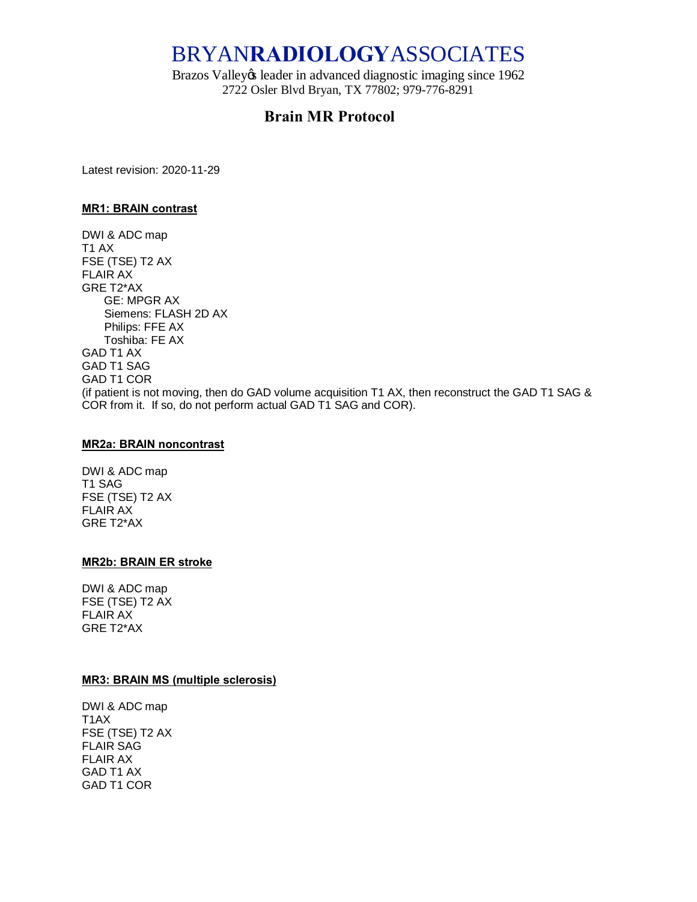# BRYAN**RADIOLOGY**ASSOCIATES

Brazos Valleyῷ leader in advanced diagnostic imaging since 1962
2722 Osler Blvd Bryan, TX 77802; 979-776-8291

## Brain MR Protocol

Latest revision: 2020-11-29

**MR1: BRAIN contrast**

DWI & ADC map
T1 AX
FSE (TSE) T2 AX
FLAIR AX
GRE T2*AX
  GE: MPGR AX
  Siemens: FLASH 2D AX
  Philips: FFE AX
  Toshiba: FE AX
GAD T1 AX
GAD T1 SAG
GAD T1 COR
(if patient is not moving, then do GAD volume acquisition T1 AX, then reconstruct the GAD T1 SAG & COR from it. If so, do not perform actual GAD T1 SAG and COR).

**MR2a: BRAIN noncontrast**

DWI & ADC map
T1 SAG
FSE (TSE) T2 AX
FLAIR AX
GRE T2*AX

**MR2b: BRAIN ER stroke**

DWI & ADC map
FSE (TSE) T2 AX
FLAIR AX
GRE T2*AX

**MR3: BRAIN MS (multiple sclerosis)**

DWI & ADC map
T1AX
FSE (TSE) T2 AX
FLAIR SAG
FLAIR AX
GAD T1 AX
GAD T1 COR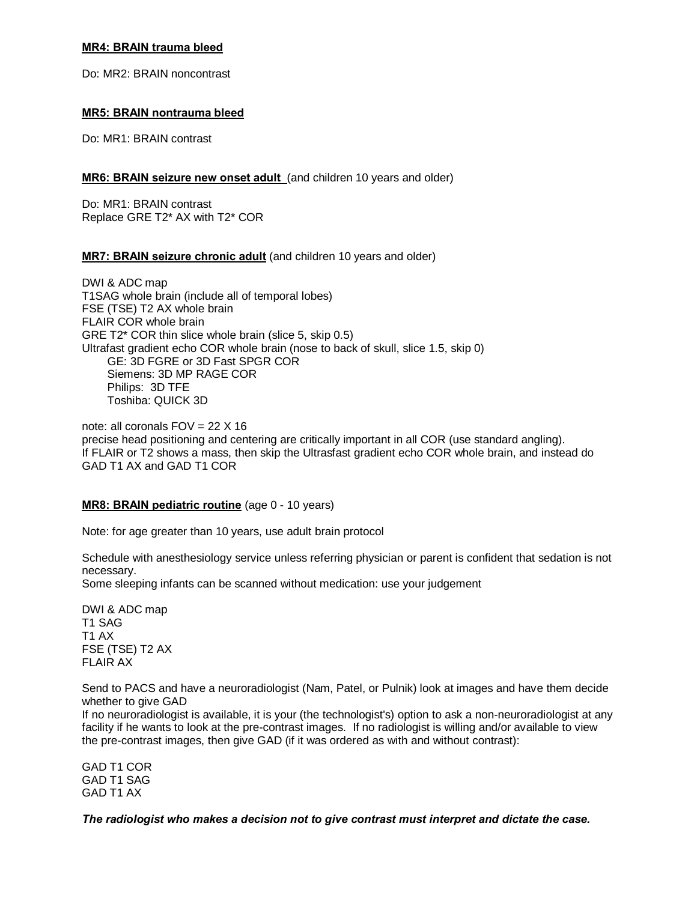**MR4: BRAIN trauma bleed**

Do: MR2: BRAIN noncontrast

**MR5: BRAIN nontrauma bleed**

Do: MR1: BRAIN contrast

**MR6: BRAIN seizure new onset adult** (and children 10 years and older)

Do: MR1: BRAIN contrast
Replace GRE T2* AX with T2* COR

**MR7: BRAIN seizure chronic adult** (and children 10 years and older)

DWI & ADC map
T1SAG whole brain (include all of temporal lobes)
FSE (TSE) T2 AX whole brain
FLAIR COR whole brain
GRE T2* COR thin slice whole brain (slice 5, skip 0.5)
Ultrafast gradient echo COR whole brain (nose to back of skull, slice 1.5, skip 0)
  GE: 3D FGRE or 3D Fast SPGR COR
  Siemens: 3D MP RAGE COR
  Philips: 3D TFE
  Toshiba: QUICK 3D

note: all coronals FOV = 22 X 16
precise head positioning and centering are critically important in all COR (use standard angling).
If FLAIR or T2 shows a mass, then skip the Ultrasfast gradient echo COR whole brain, and instead do GAD T1 AX and GAD T1 COR

**MR8: BRAIN pediatric routine** (age 0 - 10 years)

Note: for age greater than 10 years, use adult brain protocol

Schedule with anesthesiology service unless referring physician or parent is confident that sedation is not necessary.
Some sleeping infants can be scanned without medication: use your judgement

DWI & ADC map
T1 SAG
T1 AX
FSE (TSE) T2 AX
FLAIR AX

Send to PACS and have a neuroradiologist (Nam, Patel, or Pulnik) look at images and have them decide whether to give GAD
If no neuroradiologist is available, it is your (the technologist's) option to ask a non-neuroradiologist at any facility if he wants to look at the pre-contrast images. If no radiologist is willing and/or available to view the pre-contrast images, then give GAD (if it was ordered as with and without contrast):

GAD T1 COR
GAD T1 SAG
GAD T1 AX

***The radiologist who makes a decision not to give contrast must interpret and dictate the case.***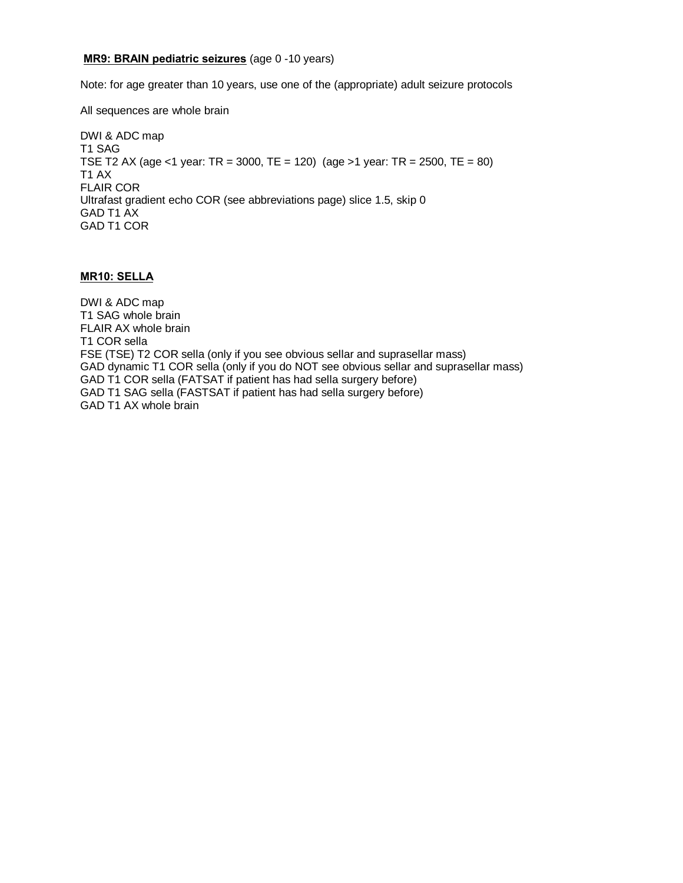**MR9: BRAIN pediatric seizures** (age 0 -10 years)

Note: for age greater than 10 years, use one of the (appropriate) adult seizure protocols

All sequences are whole brain

DWI & ADC map
T1 SAG
TSE T2 AX (age <1 year: TR = 3000, TE = 120) (age >1 year: TR = 2500, TE = 80)
T1 AX
FLAIR COR
Ultrafast gradient echo COR (see abbreviations page) slice 1.5, skip 0
GAD T1 AX
GAD T1 COR

**MR10: SELLA**

DWI & ADC map
T1 SAG whole brain
FLAIR AX whole brain
T1 COR sella
FSE (TSE) T2 COR sella (only if you see obvious sellar and suprasellar mass)
GAD dynamic T1 COR sella (only if you do NOT see obvious sellar and suprasellar mass)
GAD T1 COR sella (FATSAT if patient has had sella surgery before)
GAD T1 SAG sella (FASTSAT if patient has had sella surgery before)
GAD T1 AX whole brain